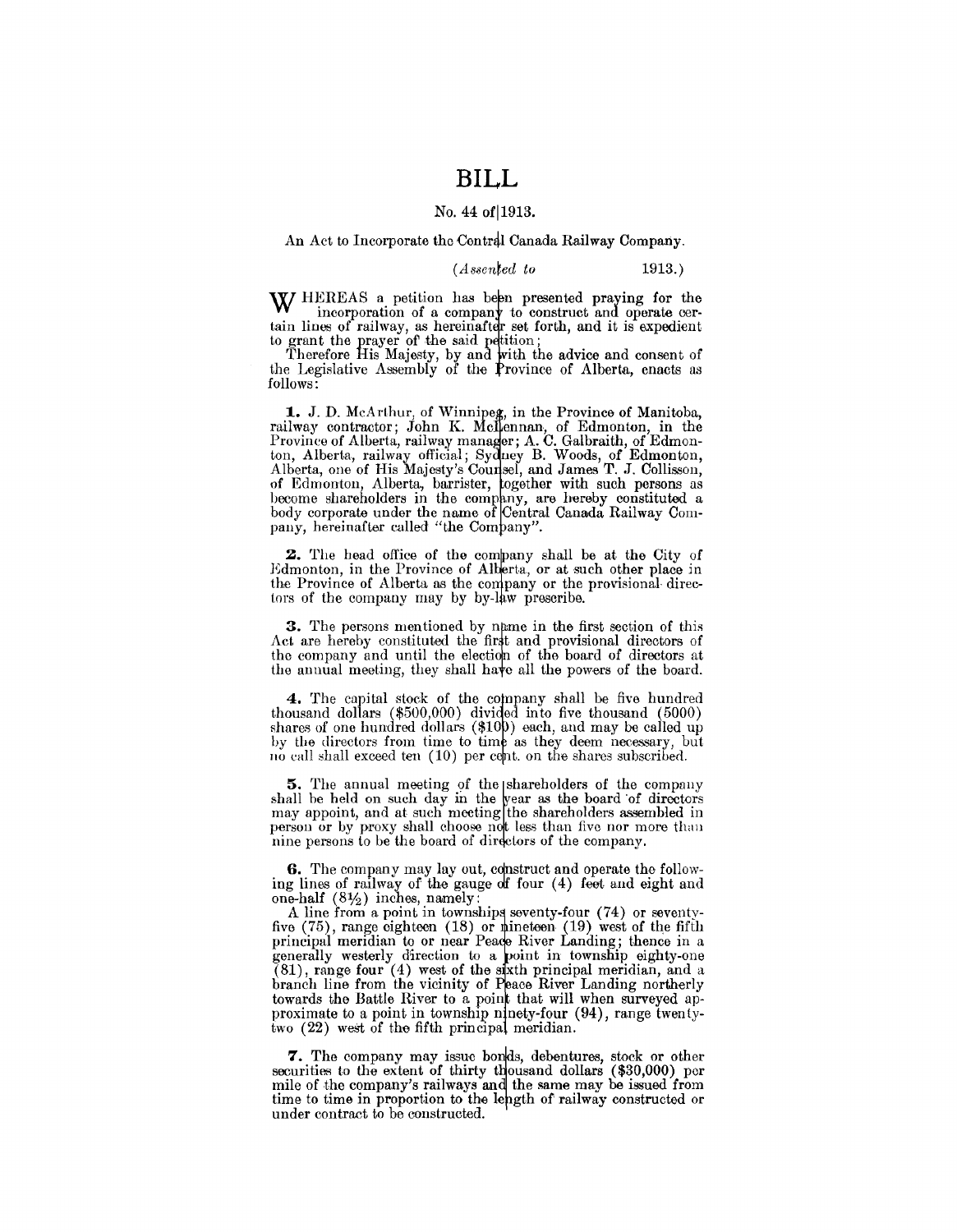# BILL

No. 44 of 1913.

An Act to Incorporate the Central Canada Railway Company.

(*Assented to* 1913.)

WHEREAS a petition has been presented praying for the incorporation of a company to construct and operate certain lines of railway, as hereinafter set forth, and it is expedient to grant the prayer of the said petition;

Therefore His Majesty, by and with the advice and consent of the Legislative Assembly of the Province of Alberta, enacts as follows:

**1.** J. D. McArthur, of Winnipeg, in the Province of Manitoba, railway contractor; John K. McLennan, of Edmonton, in the Province of Alberta, railway manager; A. C. Galbraith, of Edmonton, Alberta, railway official; Sydney B. Woods, of Edmonton, Alberta, one of His Majesty's Counsel, and James T. J. Collisson, of Edmonton, Alberta, barrister, together with such persons as become shareholders in the company, are hereby constituted a body corporate under the name of Central Canada Railway Company, hereinafter called "the Company".

**2.** The head office of the company shall be at the City of Edmonton, in the Province of Alberta, or at such other place in the Province of Alberta as the company or the provisional directors of the company may by by-law prescribe.

**3.** The persons mentioned by name in the first section of this Act are hereby constituted the first and provisional directors of the company and until the election of the board of directors at the annual meeting, they shall have all the powers of the board.

**4.** The capital stock of the company shall be five hundred thousand dollars ($500,000) divided into five thousand (5000) shares of one hundred dollars ($100) each, and may be called up by the directors from time to time as they deem necessary, but no call shall exceed ten (10) per cent. on the shares subscribed.

**5.** The annual meeting of the shareholders of the company shall be held on such day in the year as the board of directors may appoint, and at such meeting the shareholders assembled in person or by proxy shall choose not less than five nor more than nine persons to be the board of directors of the company.

**6.** The company may lay out, construct and operate the following lines of railway of the gauge of four (4) feet and eight and one-half (8½) inches, namely:

A line from a point in townships seventy-four (74) or seventy-five (75), range eighteen (18) or nineteen (19) west of the fifth principal meridian to or near Peace River Landing; thence in a generally westerly direction to a point in township eighty-one (81), range four (4) west of the sixth principal meridian, and a branch line from the vicinity of Peace River Landing northerly towards the Battle River to a point that will when surveyed approximate to a point in township ninety-four (94), range twenty-two (22) west of the fifth principal meridian.

**7.** The company may issue bonds, debentures, stock or other securities to the extent of thirty thousand dollars ($30,000) per mile of the company's railways and the same may be issued from time to time in proportion to the length of railway constructed or under contract to be constructed.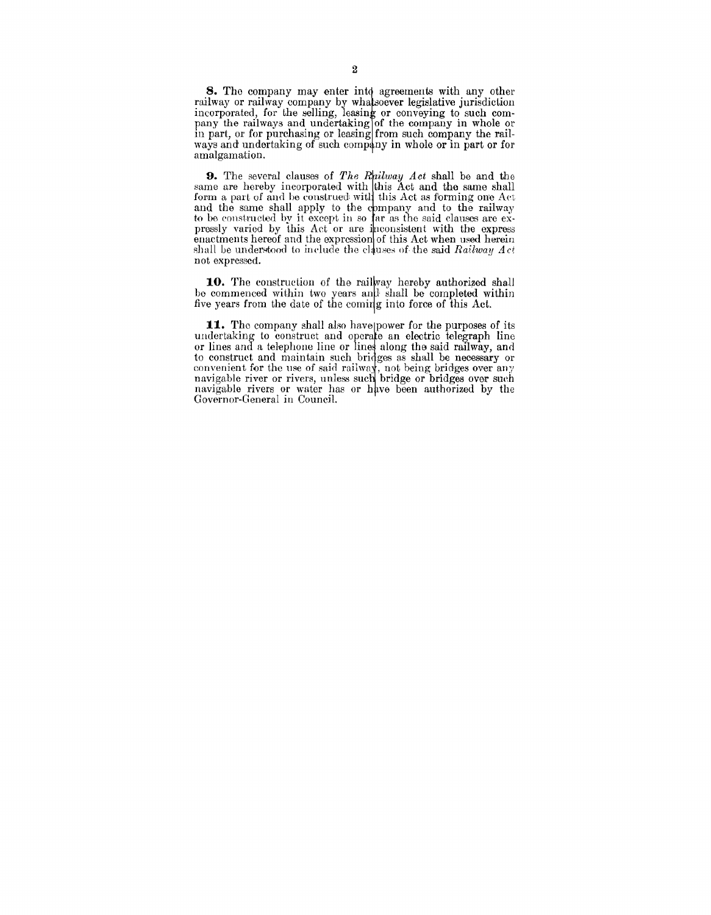**8.** The company may enter into agreements with any other railway or railway company by whatsoever legislative jurisdiction incorporated, for the selling, leasing or conveying to such company the railways and undertaking of the company in whole or in part, or for purchasing or leasing from such company the railways and undertaking of such company in whole or in part or for amalgamation.

**9.** The several clauses of *The Railway Act* shall be and the same are hereby incorporated with this Act and the same shall form a part of and be construed with this Act as forming one Act and the same shall apply to the company and to the railway to be constructed by it except in so far as the said clauses are expressly varied by this Act or are inconsistent with the express enactments hereof and the expression of this Act when used herein shall be understood to include the clauses of the said *Railway Act* not expressed.

**10.** The construction of the railway hereby authorized shall be commenced within two years and shall be completed within five years from the date of the coming into force of this Act.

**11.** The company shall also have power for the purposes of its undertaking to construct and operate an electric telegraph line or lines and a telephone line or lines along the said railway, and to construct and maintain such bridges as shall be necessary or convenient for the use of said railway, not being bridges over any navigable river or rivers, unless such bridge or bridges over such navigable rivers or water has or have been authorized by the Governor-General in Council.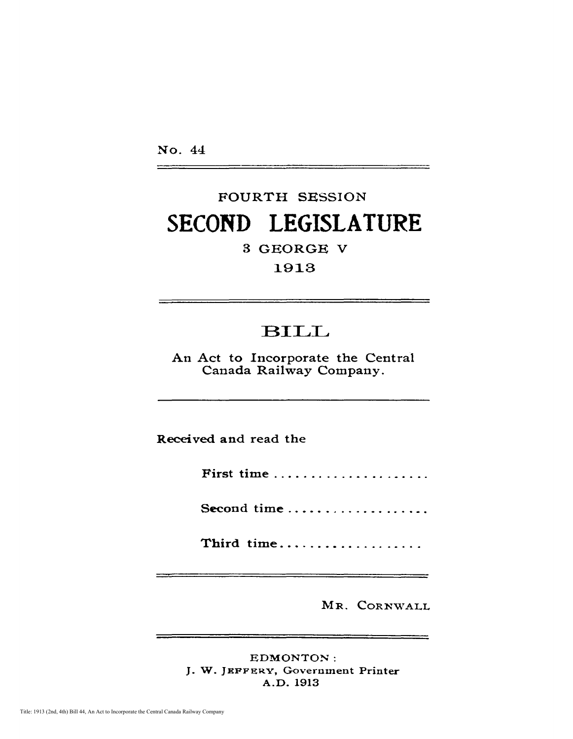No. 44

# FOURTH SESSION

# SECOND LEGISLATURE

3 GEORGE V

1913

## BILL

An Act to Incorporate the Central Canada Railway Company.

**Received and read the**

**First time** ....................

**Second time** ....................

**Third time** ....................

MR. CORNWALL

EDMONTON:
J. W. JEFFERY, Government Printer
A.D. 1913

Title: 1913 (2nd, 4th) Bill 44, An Act to Incorporate the Central Canada Railway Company